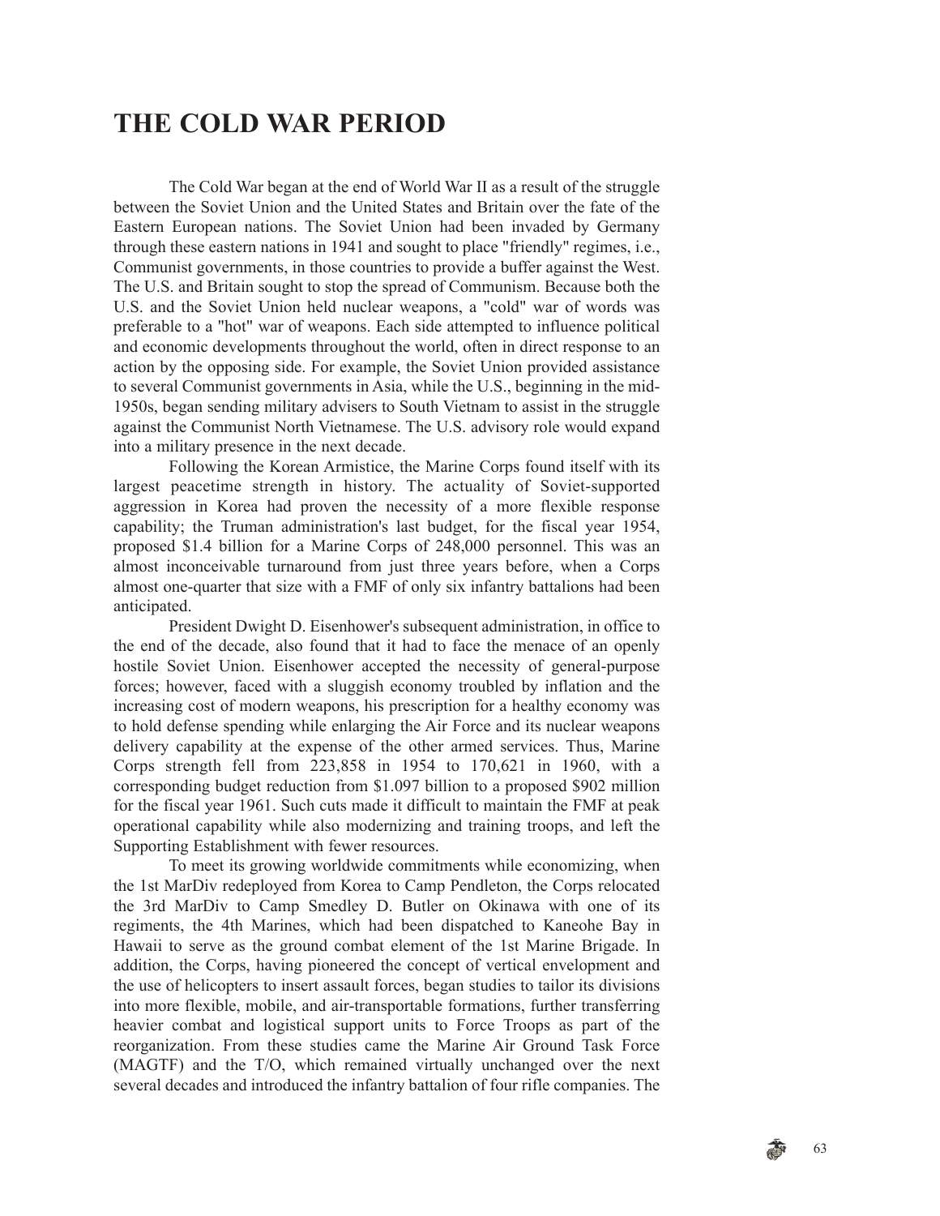# THE COLD WAR PERIOD

The Cold War began at the end of World War II as a result of the struggle between the Soviet Union and the United States and Britain over the fate of the Eastern European nations. The Soviet Union had been invaded by Germany through these eastern nations in 1941 and sought to place "friendly" regimes, i.e., Communist governments, in those countries to provide a buffer against the West. The U.S. and Britain sought to stop the spread of Communism. Because both the U.S. and the Soviet Union held nuclear weapons, a "cold" war of words was preferable to a "hot" war of weapons. Each side attempted to influence political and economic developments throughout the world, often in direct response to an action by the opposing side. For example, the Soviet Union provided assistance to several Communist governments in Asia, while the U.S., beginning in the mid-1950s, began sending military advisers to South Vietnam to assist in the struggle against the Communist North Vietnamese. The U.S. advisory role would expand into a military presence in the next decade.

Following the Korean Armistice, the Marine Corps found itself with its largest peacetime strength in history. The actuality of Soviet-supported aggression in Korea had proven the necessity of a more flexible response capability; the Truman administration's last budget, for the fiscal year 1954, proposed $1.4 billion for a Marine Corps of 248,000 personnel. This was an almost inconceivable turnaround from just three years before, when a Corps almost one-quarter that size with a FMF of only six infantry battalions had been anticipated.

President Dwight D. Eisenhower's subsequent administration, in office to the end of the decade, also found that it had to face the menace of an openly hostile Soviet Union. Eisenhower accepted the necessity of general-purpose forces; however, faced with a sluggish economy troubled by inflation and the increasing cost of modern weapons, his prescription for a healthy economy was to hold defense spending while enlarging the Air Force and its nuclear weapons delivery capability at the expense of the other armed services. Thus, Marine Corps strength fell from 223,858 in 1954 to 170,621 in 1960, with a corresponding budget reduction from $1.097 billion to a proposed $902 million for the fiscal year 1961. Such cuts made it difficult to maintain the FMF at peak operational capability while also modernizing and training troops, and left the Supporting Establishment with fewer resources.

To meet its growing worldwide commitments while economizing, when the 1st MarDiv redeployed from Korea to Camp Pendleton, the Corps relocated the 3rd MarDiv to Camp Smedley D. Butler on Okinawa with one of its regiments, the 4th Marines, which had been dispatched to Kaneohe Bay in Hawaii to serve as the ground combat element of the 1st Marine Brigade. In addition, the Corps, having pioneered the concept of vertical envelopment and the use of helicopters to insert assault forces, began studies to tailor its divisions into more flexible, mobile, and air-transportable formations, further transferring heavier combat and logistical support units to Force Troops as part of the reorganization. From these studies came the Marine Air Ground Task Force (MAGTF) and the T/O, which remained virtually unchanged over the next several decades and introduced the infantry battalion of four rifle companies. The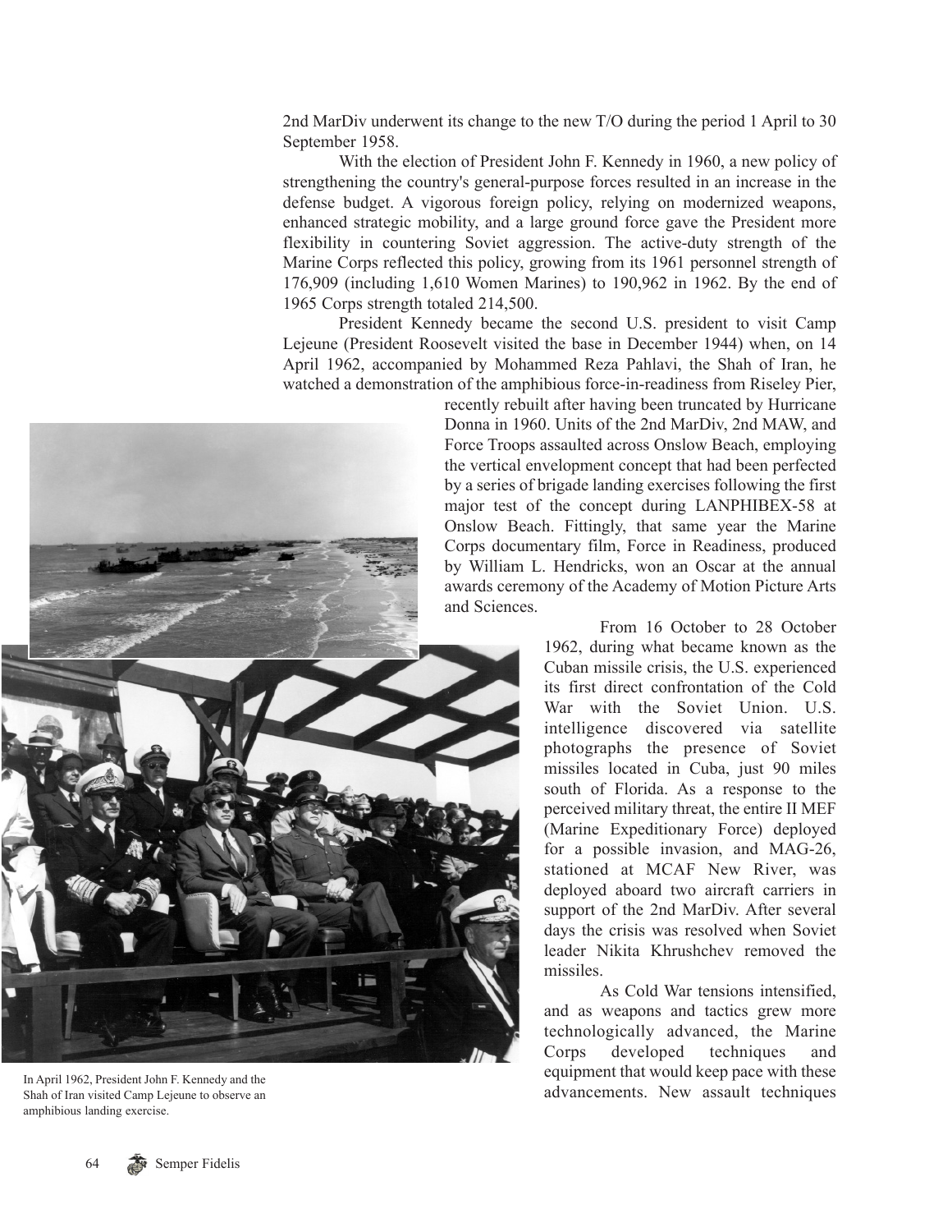2nd MarDiv underwent its change to the new T/O during the period 1 April to 30 September 1958.

With the election of President John F. Kennedy in 1960, a new policy of strengthening the country's general-purpose forces resulted in an increase in the defense budget. A vigorous foreign policy, relying on modernized weapons, enhanced strategic mobility, and a large ground force gave the President more flexibility in countering Soviet aggression. The active-duty strength of the Marine Corps reflected this policy, growing from its 1961 personnel strength of 176,909 (including 1,610 Women Marines) to 190,962 in 1962. By the end of 1965 Corps strength totaled 214,500.

President Kennedy became the second U.S. president to visit Camp Lejeune (President Roosevelt visited the base in December 1944) when, on 14 April 1962, accompanied by Mohammed Reza Pahlavi, the Shah of Iran, he watched a demonstration of the amphibious force-in-readiness from Riseley Pier, recently rebuilt after having been truncated by Hurricane Donna in 1960. Units of the 2nd MarDiv, 2nd MAW, and Force Troops assaulted across Onslow Beach, employing the vertical envelopment concept that had been perfected by a series of brigade landing exercises following the first major test of the concept during LANPHIBEX-58 at Onslow Beach. Fittingly, that same year the Marine Corps documentary film, Force in Readiness, produced by William L. Hendricks, won an Oscar at the annual awards ceremony of the Academy of Motion Picture Arts and Sciences.

From 16 October to 28 October 1962, during what became known as the Cuban missile crisis, the U.S. experienced its first direct confrontation of the Cold War with the Soviet Union. U.S. intelligence discovered via satellite photographs the presence of Soviet missiles located in Cuba, just 90 miles south of Florida. As a response to the perceived military threat, the entire II MEF (Marine Expeditionary Force) deployed for a possible invasion, and MAG-26, stationed at MCAF New River, was deployed aboard two aircraft carriers in support of the 2nd MarDiv. After several days the crisis was resolved when Soviet leader Nikita Khrushchev removed the missiles.

As Cold War tensions intensified, and as weapons and tactics grew more technologically advanced, the Marine Corps developed techniques and equipment that would keep pace with these advancements. New assault techniques

In April 1962, President John F. Kennedy and the Shah of Iran visited Camp Lejeune to observe an amphibious landing exercise.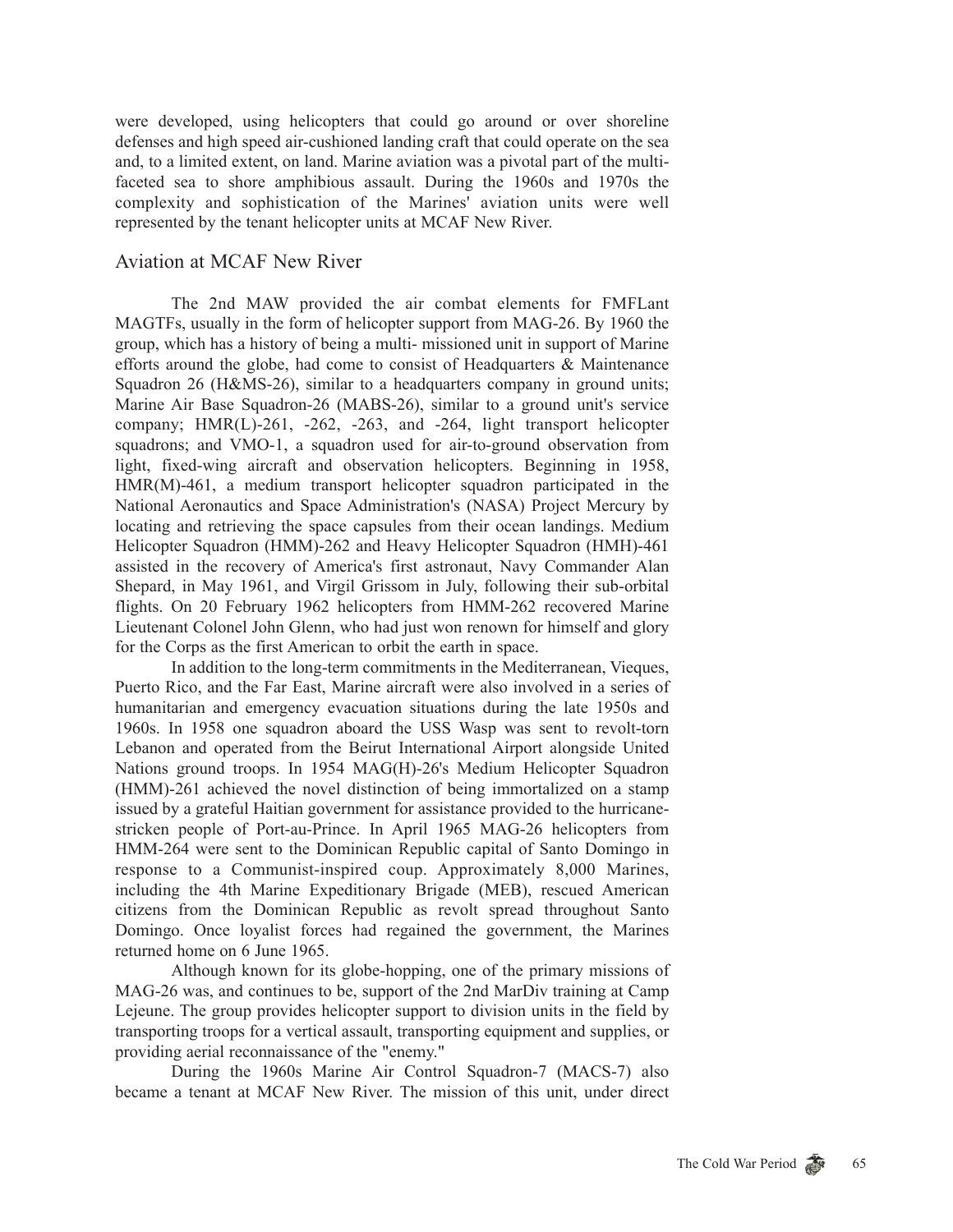were developed, using helicopters that could go around or over shoreline defenses and high speed air-cushioned landing craft that could operate on the sea and, to a limited extent, on land. Marine aviation was a pivotal part of the multi-faceted sea to shore amphibious assault. During the 1960s and 1970s the complexity and sophistication of the Marines' aviation units were well represented by the tenant helicopter units at MCAF New River.

## Aviation at MCAF New River

The 2nd MAW provided the air combat elements for FMFLant MAGTFs, usually in the form of helicopter support from MAG-26. By 1960 the group, which has a history of being a multi- missioned unit in support of Marine efforts around the globe, had come to consist of Headquarters & Maintenance Squadron 26 (H&MS-26), similar to a headquarters company in ground units; Marine Air Base Squadron-26 (MABS-26), similar to a ground unit's service company; HMR(L)-261, -262, -263, and -264, light transport helicopter squadrons; and VMO-1, a squadron used for air-to-ground observation from light, fixed-wing aircraft and observation helicopters. Beginning in 1958, HMR(M)-461, a medium transport helicopter squadron participated in the National Aeronautics and Space Administration's (NASA) Project Mercury by locating and retrieving the space capsules from their ocean landings. Medium Helicopter Squadron (HMM)-262 and Heavy Helicopter Squadron (HMH)-461 assisted in the recovery of America's first astronaut, Navy Commander Alan Shepard, in May 1961, and Virgil Grissom in July, following their sub-orbital flights. On 20 February 1962 helicopters from HMM-262 recovered Marine Lieutenant Colonel John Glenn, who had just won renown for himself and glory for the Corps as the first American to orbit the earth in space.

In addition to the long-term commitments in the Mediterranean, Vieques, Puerto Rico, and the Far East, Marine aircraft were also involved in a series of humanitarian and emergency evacuation situations during the late 1950s and 1960s. In 1958 one squadron aboard the USS Wasp was sent to revolt-torn Lebanon and operated from the Beirut International Airport alongside United Nations ground troops. In 1954 MAG(H)-26's Medium Helicopter Squadron (HMM)-261 achieved the novel distinction of being immortalized on a stamp issued by a grateful Haitian government for assistance provided to the hurricane-stricken people of Port-au-Prince. In April 1965 MAG-26 helicopters from HMM-264 were sent to the Dominican Republic capital of Santo Domingo in response to a Communist-inspired coup. Approximately 8,000 Marines, including the 4th Marine Expeditionary Brigade (MEB), rescued American citizens from the Dominican Republic as revolt spread throughout Santo Domingo. Once loyalist forces had regained the government, the Marines returned home on 6 June 1965.

Although known for its globe-hopping, one of the primary missions of MAG-26 was, and continues to be, support of the 2nd MarDiv training at Camp Lejeune. The group provides helicopter support to division units in the field by transporting troops for a vertical assault, transporting equipment and supplies, or providing aerial reconnaissance of the "enemy."

During the 1960s Marine Air Control Squadron-7 (MACS-7) also became a tenant at MCAF New River. The mission of this unit, under direct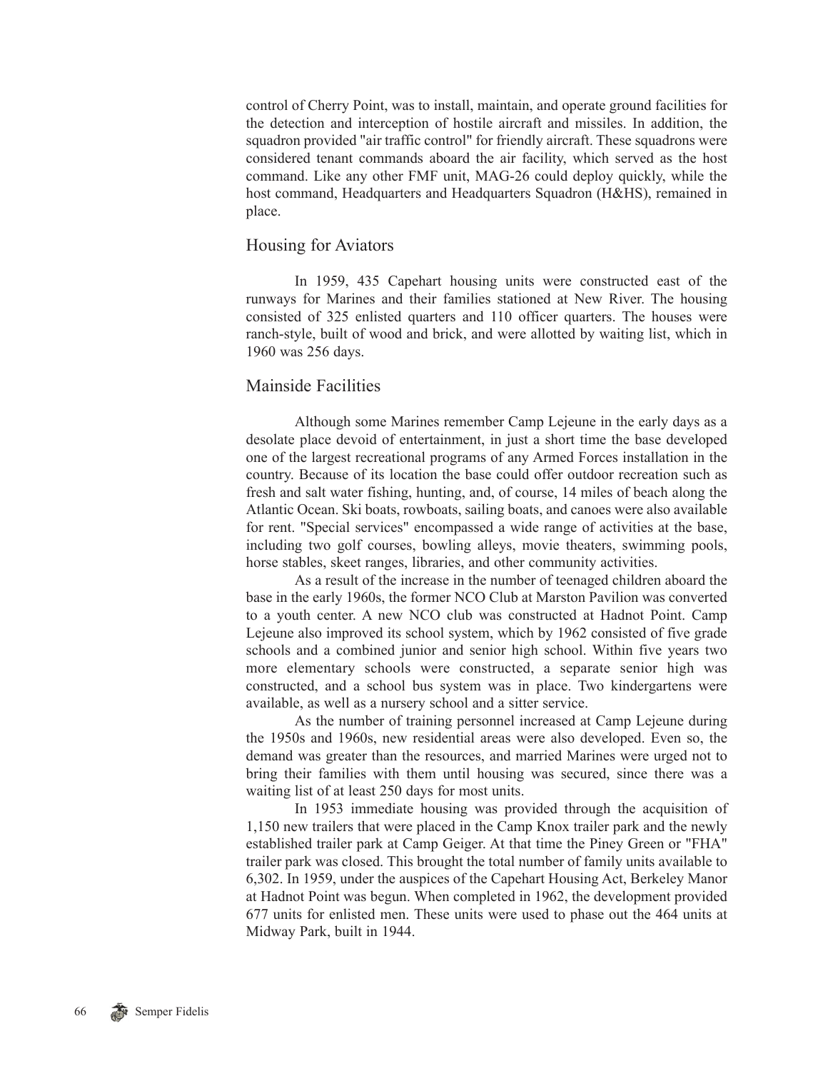control of Cherry Point, was to install, maintain, and operate ground facilities for the detection and interception of hostile aircraft and missiles. In addition, the squadron provided "air traffic control" for friendly aircraft. These squadrons were considered tenant commands aboard the air facility, which served as the host command. Like any other FMF unit, MAG-26 could deploy quickly, while the host command, Headquarters and Headquarters Squadron (H&HS), remained in place.

## Housing for Aviators

In 1959, 435 Capehart housing units were constructed east of the runways for Marines and their families stationed at New River. The housing consisted of 325 enlisted quarters and 110 officer quarters. The houses were ranch-style, built of wood and brick, and were allotted by waiting list, which in 1960 was 256 days.

## Mainside Facilities

Although some Marines remember Camp Lejeune in the early days as a desolate place devoid of entertainment, in just a short time the base developed one of the largest recreational programs of any Armed Forces installation in the country. Because of its location the base could offer outdoor recreation such as fresh and salt water fishing, hunting, and, of course, 14 miles of beach along the Atlantic Ocean. Ski boats, rowboats, sailing boats, and canoes were also available for rent. "Special services" encompassed a wide range of activities at the base, including two golf courses, bowling alleys, movie theaters, swimming pools, horse stables, skeet ranges, libraries, and other community activities.

As a result of the increase in the number of teenaged children aboard the base in the early 1960s, the former NCO Club at Marston Pavilion was converted to a youth center. A new NCO club was constructed at Hadnot Point. Camp Lejeune also improved its school system, which by 1962 consisted of five grade schools and a combined junior and senior high school. Within five years two more elementary schools were constructed, a separate senior high was constructed, and a school bus system was in place. Two kindergartens were available, as well as a nursery school and a sitter service.

As the number of training personnel increased at Camp Lejeune during the 1950s and 1960s, new residential areas were also developed. Even so, the demand was greater than the resources, and married Marines were urged not to bring their families with them until housing was secured, since there was a waiting list of at least 250 days for most units.

In 1953 immediate housing was provided through the acquisition of 1,150 new trailers that were placed in the Camp Knox trailer park and the newly established trailer park at Camp Geiger. At that time the Piney Green or "FHA" trailer park was closed. This brought the total number of family units available to 6,302. In 1959, under the auspices of the Capehart Housing Act, Berkeley Manor at Hadnot Point was begun. When completed in 1962, the development provided 677 units for enlisted men. These units were used to phase out the 464 units at Midway Park, built in 1944.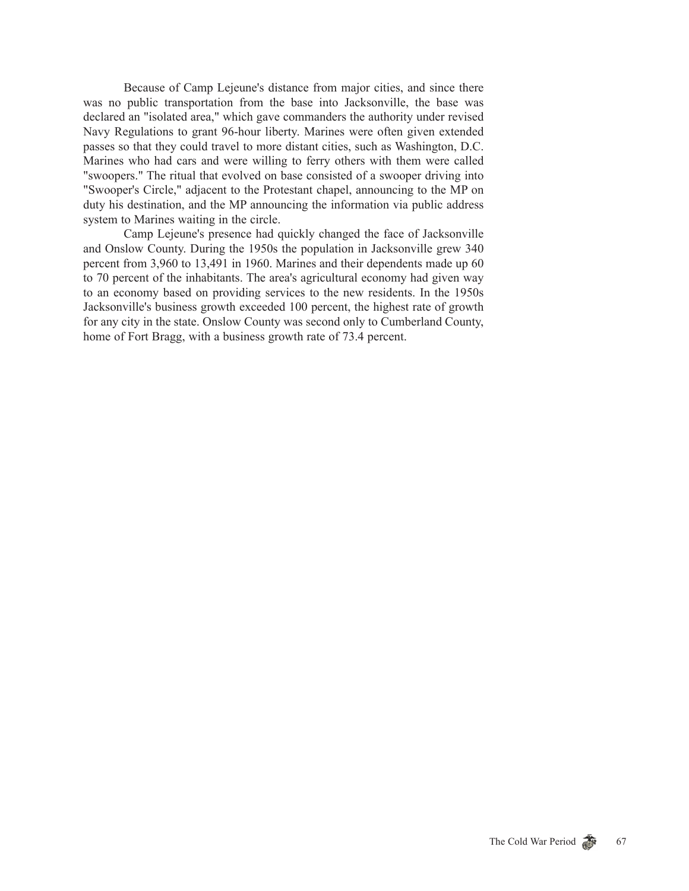Because of Camp Lejeune's distance from major cities, and since there was no public transportation from the base into Jacksonville, the base was declared an "isolated area," which gave commanders the authority under revised Navy Regulations to grant 96-hour liberty. Marines were often given extended passes so that they could travel to more distant cities, such as Washington, D.C. Marines who had cars and were willing to ferry others with them were called "swoopers." The ritual that evolved on base consisted of a swooper driving into "Swooper's Circle," adjacent to the Protestant chapel, announcing to the MP on duty his destination, and the MP announcing the information via public address system to Marines waiting in the circle.

Camp Lejeune's presence had quickly changed the face of Jacksonville and Onslow County. During the 1950s the population in Jacksonville grew 340 percent from 3,960 to 13,491 in 1960. Marines and their dependents made up 60 to 70 percent of the inhabitants. The area's agricultural economy had given way to an economy based on providing services to the new residents. In the 1950s Jacksonville's business growth exceeded 100 percent, the highest rate of growth for any city in the state. Onslow County was second only to Cumberland County, home of Fort Bragg, with a business growth rate of 73.4 percent.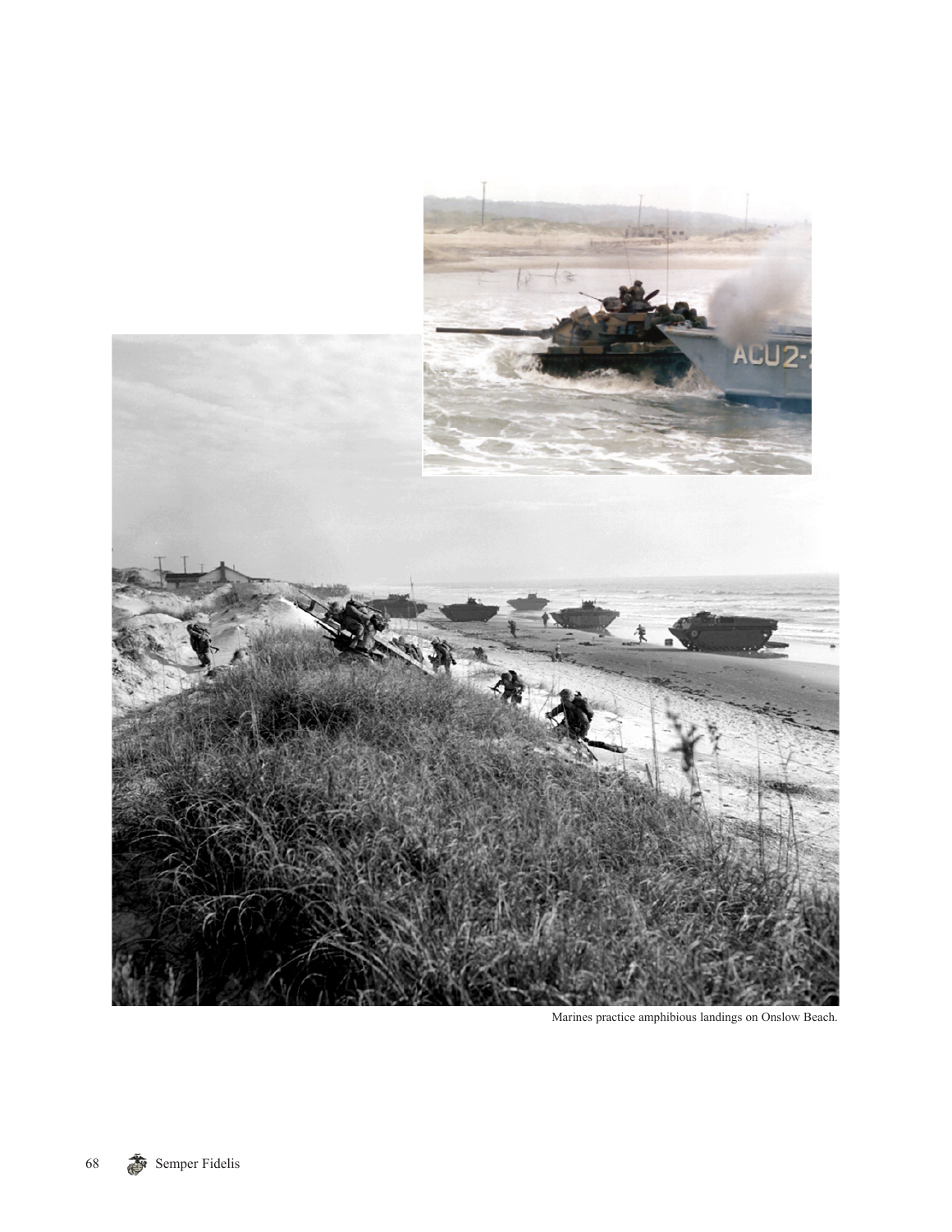Marines practice amphibious landings on Onslow Beach.